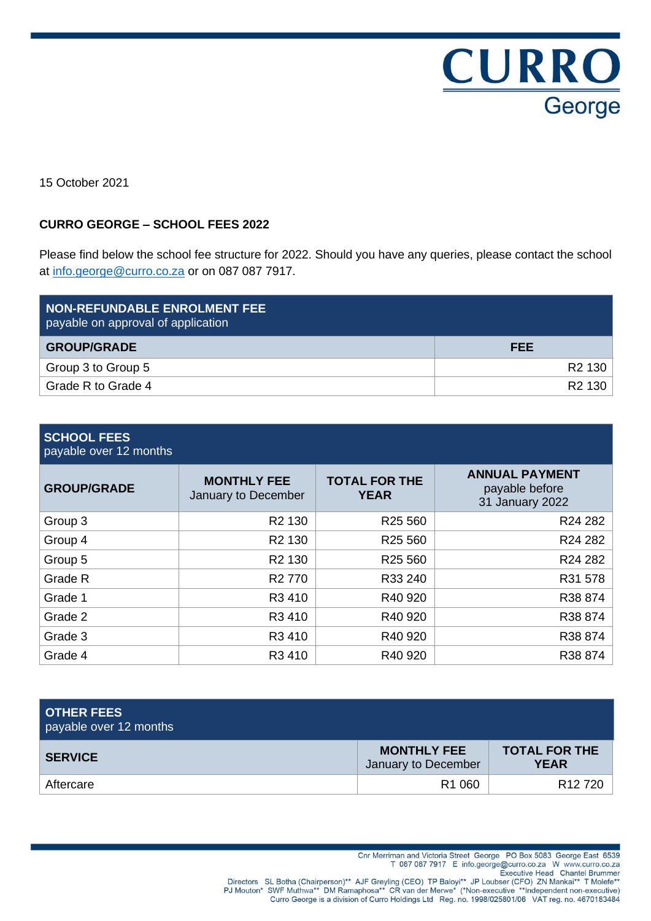CURRO George

15 October 2021

**CURRO GEORGE – SCHOOL FEES 2022**

Please find below the school fee structure for 2022. Should you have any queries, please contact the school at info.george@curro.co.za or on 087 087 7917.

**NON-REFUNDABLE ENROLMENT FEE**
payable on approval of application

| GROUP/GRADE | FEE |
|---|---|
| Group 3 to Group 5 | R2 130 |
| Grade R to Grade 4 | R2 130 |

**SCHOOL FEES**
payable over 12 months

| GROUP/GRADE | MONTHLY FEE January to December | TOTAL FOR THE YEAR | ANNUAL PAYMENT payable before 31 January 2022 |
|---|---|---|---|
| Group 3 | R2 130 | R25 560 | R24 282 |
| Group 4 | R2 130 | R25 560 | R24 282 |
| Group 5 | R2 130 | R25 560 | R24 282 |
| Grade R | R2 770 | R33 240 | R31 578 |
| Grade 1 | R3 410 | R40 920 | R38 874 |
| Grade 2 | R3 410 | R40 920 | R38 874 |
| Grade 3 | R3 410 | R40 920 | R38 874 |
| Grade 4 | R3 410 | R40 920 | R38 874 |

**OTHER FEES**
payable over 12 months

| SERVICE | MONTHLY FEE January to December | TOTAL FOR THE YEAR |
|---|---|---|
| Aftercare | R1 060 | R12 720 |

Cnr Merriman and Victoria Street George PO Box 5083 George East 6539
T 087 087 7917 E info.george@curro.co.za W www.curro.co.za
Executive Head Chantel Brummer
Directors SL Botha (Chairperson)** AJF Greyling (CEO) TP Baloyi** JP Loubser (CFO) ZN Mankai** T Molefe** PJ Mouton* SWF Muthwa** DM Ramaphosa** CR van der Merwe* (*Non-executive **Independent non-executive)
Curro George is a division of Curro Holdings Ltd Reg. no. 1998/025801/06 VAT reg. no. 4670183484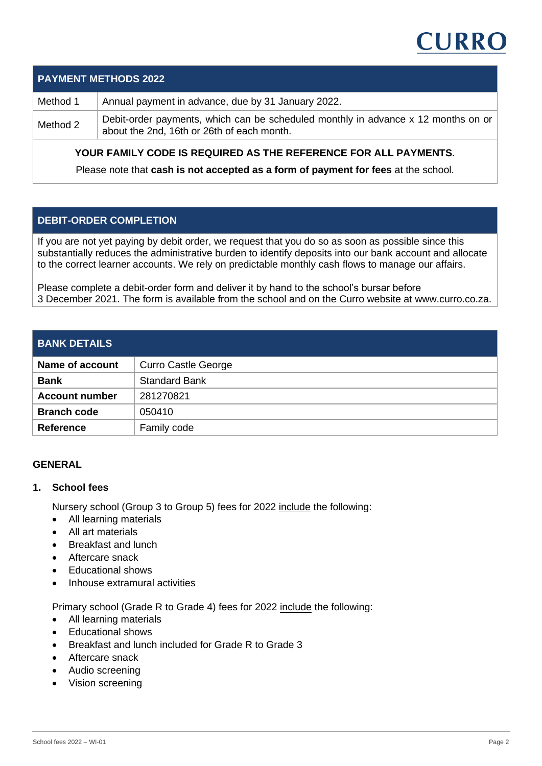## PAYMENT METHODS 2022

| Method | Description |
|---|---|
| Method 1 | Annual payment in advance, due by 31 January 2022. |
| Method 2 | Debit-order payments, which can be scheduled monthly in advance x 12 months on or about the 2nd, 16th or 26th of each month. |

**YOUR FAMILY CODE IS REQUIRED AS THE REFERENCE FOR ALL PAYMENTS.**

Please note that **cash is not accepted as a form of payment for fees** at the school.

## DEBIT-ORDER COMPLETION

If you are not yet paying by debit order, we request that you do so as soon as possible since this substantially reduces the administrative burden to identify deposits into our bank account and allocate to the correct learner accounts. We rely on predictable monthly cash flows to manage our affairs.

Please complete a debit-order form and deliver it by hand to the school's bursar before 3 December 2021. The form is available from the school and on the Curro website at www.curro.co.za.

## BANK DETAILS

| Field | Details |
|---|---|
| **Name of account** | Curro Castle George |
| **Bank** | Standard Bank |
| **Account number** | 281270821 |
| **Branch code** | 050410 |
| **Reference** | Family code |

## GENERAL

### 1. School fees

Nursery school (Group 3 to Group 5) fees for 2022 include the following:

- All learning materials
- All art materials
- Breakfast and lunch
- Aftercare snack
- Educational shows
- Inhouse extramural activities

Primary school (Grade R to Grade 4) fees for 2022 include the following:

- All learning materials
- Educational shows
- Breakfast and lunch included for Grade R to Grade 3
- Aftercare snack
- Audio screening
- Vision screening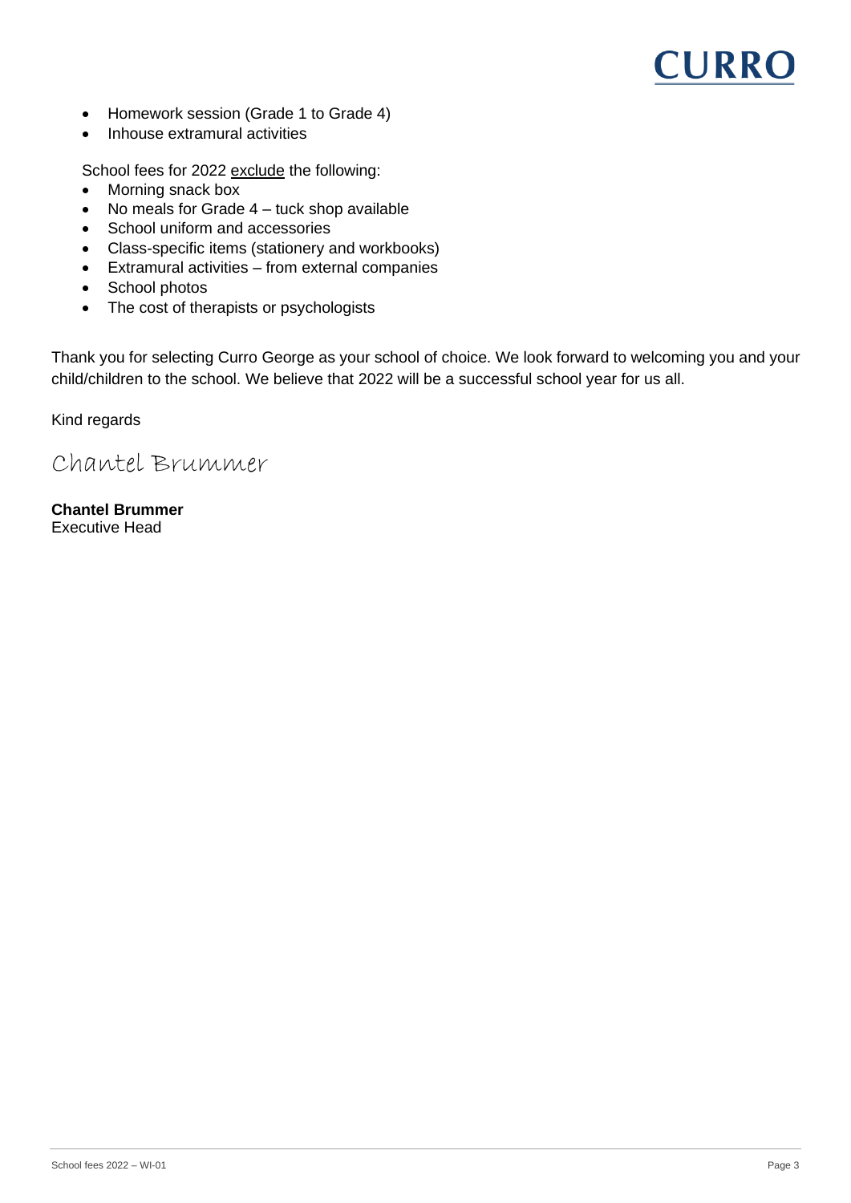- Homework session (Grade 1 to Grade 4)
- Inhouse extramural activities

School fees for 2022 <u>exclude</u> the following:

- Morning snack box
- No meals for Grade 4 – tuck shop available
- School uniform and accessories
- Class-specific items (stationery and workbooks)
- Extramural activities – from external companies
- School photos
- The cost of therapists or psychologists

Thank you for selecting Curro George as your school of choice. We look forward to welcoming you and your child/children to the school. We believe that 2022 will be a successful school year for us all.

Kind regards

*Chantel Brummer*

**Chantel Brummer**
Executive Head